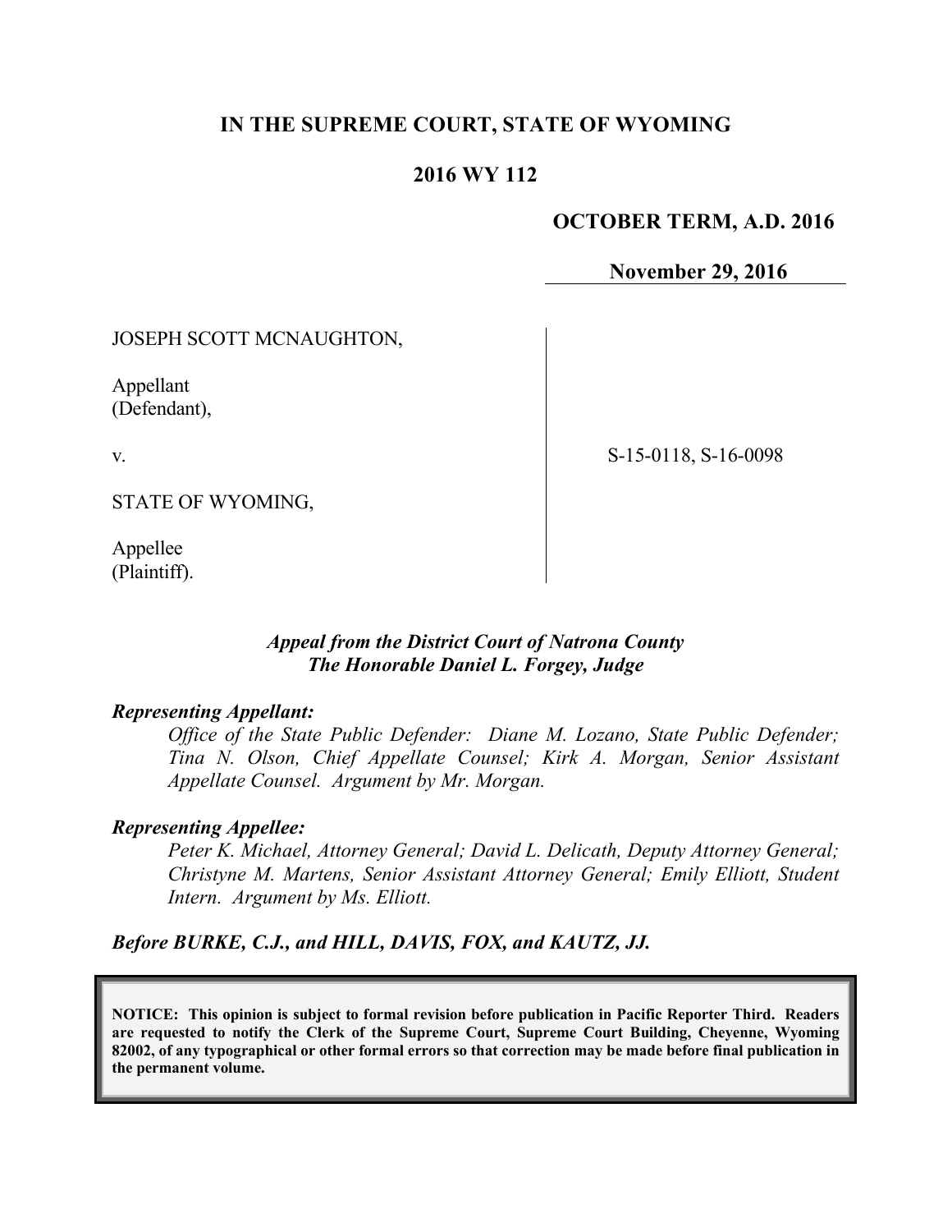# IN THE SUPREME COURT, STATE OF WYOMING

## 2016 WY 112

**OCTOBER TERM, A.D. 2016**

**November 29, 2016**

JOSEPH SCOTT MCNAUGHTON,

Appellant
(Defendant),

v.

STATE OF WYOMING,

Appellee
(Plaintiff).

S-15-0118, S-16-0098

***Appeal from the District Court of Natrona County***
***The Honorable Daniel L. Forgey, Judge***

***Representing Appellant:***

*Office of the State Public Defender: Diane M. Lozano, State Public Defender; Tina N. Olson, Chief Appellate Counsel; Kirk A. Morgan, Senior Assistant Appellate Counsel. Argument by Mr. Morgan.*

***Representing Appellee:***

*Peter K. Michael, Attorney General; David L. Delicath, Deputy Attorney General; Christyne M. Martens, Senior Assistant Attorney General; Emily Elliott, Student Intern. Argument by Ms. Elliott.*

***Before BURKE, C.J., and HILL, DAVIS, FOX, and KAUTZ, JJ.***

**NOTICE: This opinion is subject to formal revision before publication in Pacific Reporter Third. Readers are requested to notify the Clerk of the Supreme Court, Supreme Court Building, Cheyenne, Wyoming 82002, of any typographical or other formal errors so that correction may be made before final publication in the permanent volume.**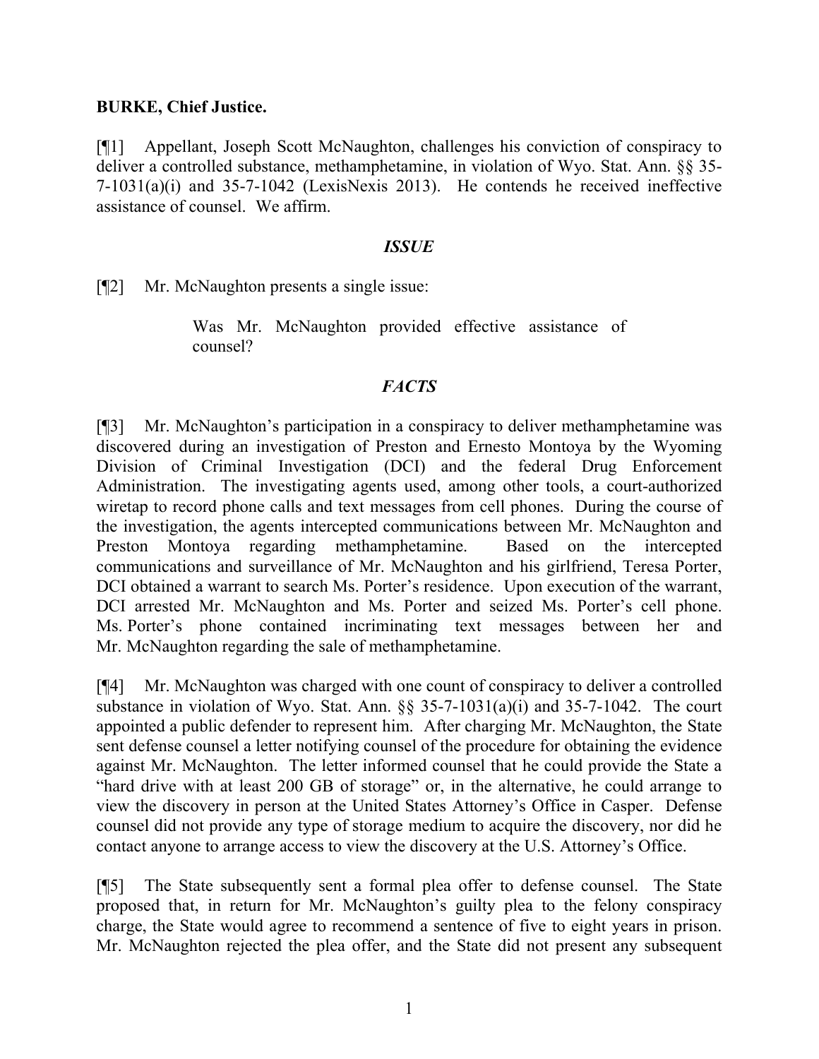**BURKE, Chief Justice.**

[¶1] Appellant, Joseph Scott McNaughton, challenges his conviction of conspiracy to deliver a controlled substance, methamphetamine, in violation of Wyo. Stat. Ann. §§ 35-7-1031(a)(i) and 35-7-1042 (LexisNexis 2013). He contends he received ineffective assistance of counsel. We affirm.

## *ISSUE*

[¶2] Mr. McNaughton presents a single issue:

> Was Mr. McNaughton provided effective assistance of counsel?

## *FACTS*

[¶3] Mr. McNaughton's participation in a conspiracy to deliver methamphetamine was discovered during an investigation of Preston and Ernesto Montoya by the Wyoming Division of Criminal Investigation (DCI) and the federal Drug Enforcement Administration. The investigating agents used, among other tools, a court-authorized wiretap to record phone calls and text messages from cell phones. During the course of the investigation, the agents intercepted communications between Mr. McNaughton and Preston Montoya regarding methamphetamine. Based on the intercepted communications and surveillance of Mr. McNaughton and his girlfriend, Teresa Porter, DCI obtained a warrant to search Ms. Porter's residence. Upon execution of the warrant, DCI arrested Mr. McNaughton and Ms. Porter and seized Ms. Porter's cell phone. Ms. Porter's phone contained incriminating text messages between her and Mr. McNaughton regarding the sale of methamphetamine.

[¶4] Mr. McNaughton was charged with one count of conspiracy to deliver a controlled substance in violation of Wyo. Stat. Ann. §§ 35-7-1031(a)(i) and 35-7-1042. The court appointed a public defender to represent him. After charging Mr. McNaughton, the State sent defense counsel a letter notifying counsel of the procedure for obtaining the evidence against Mr. McNaughton. The letter informed counsel that he could provide the State a "hard drive with at least 200 GB of storage" or, in the alternative, he could arrange to view the discovery in person at the United States Attorney's Office in Casper. Defense counsel did not provide any type of storage medium to acquire the discovery, nor did he contact anyone to arrange access to view the discovery at the U.S. Attorney's Office.

[¶5] The State subsequently sent a formal plea offer to defense counsel. The State proposed that, in return for Mr. McNaughton's guilty plea to the felony conspiracy charge, the State would agree to recommend a sentence of five to eight years in prison. Mr. McNaughton rejected the plea offer, and the State did not present any subsequent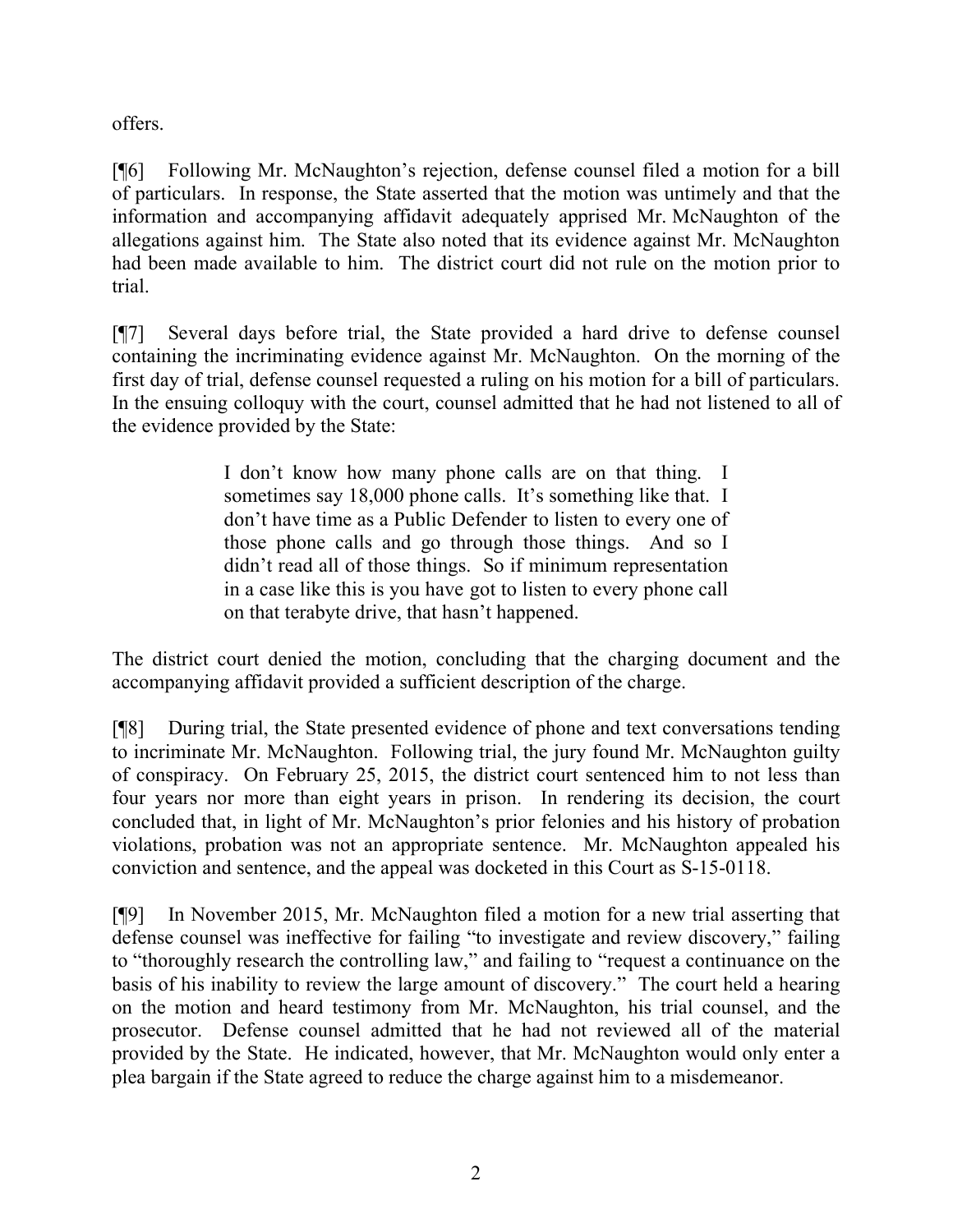offers.

[¶6] Following Mr. McNaughton's rejection, defense counsel filed a motion for a bill of particulars. In response, the State asserted that the motion was untimely and that the information and accompanying affidavit adequately apprised Mr. McNaughton of the allegations against him. The State also noted that its evidence against Mr. McNaughton had been made available to him. The district court did not rule on the motion prior to trial.

[¶7] Several days before trial, the State provided a hard drive to defense counsel containing the incriminating evidence against Mr. McNaughton. On the morning of the first day of trial, defense counsel requested a ruling on his motion for a bill of particulars. In the ensuing colloquy with the court, counsel admitted that he had not listened to all of the evidence provided by the State:

> I don't know how many phone calls are on that thing. I sometimes say 18,000 phone calls. It's something like that. I don't have time as a Public Defender to listen to every one of those phone calls and go through those things. And so I didn't read all of those things. So if minimum representation in a case like this is you have got to listen to every phone call on that terabyte drive, that hasn't happened.

The district court denied the motion, concluding that the charging document and the accompanying affidavit provided a sufficient description of the charge.

[¶8] During trial, the State presented evidence of phone and text conversations tending to incriminate Mr. McNaughton. Following trial, the jury found Mr. McNaughton guilty of conspiracy. On February 25, 2015, the district court sentenced him to not less than four years nor more than eight years in prison. In rendering its decision, the court concluded that, in light of Mr. McNaughton's prior felonies and his history of probation violations, probation was not an appropriate sentence. Mr. McNaughton appealed his conviction and sentence, and the appeal was docketed in this Court as S-15-0118.

[¶9] In November 2015, Mr. McNaughton filed a motion for a new trial asserting that defense counsel was ineffective for failing "to investigate and review discovery," failing to "thoroughly research the controlling law," and failing to "request a continuance on the basis of his inability to review the large amount of discovery." The court held a hearing on the motion and heard testimony from Mr. McNaughton, his trial counsel, and the prosecutor. Defense counsel admitted that he had not reviewed all of the material provided by the State. He indicated, however, that Mr. McNaughton would only enter a plea bargain if the State agreed to reduce the charge against him to a misdemeanor.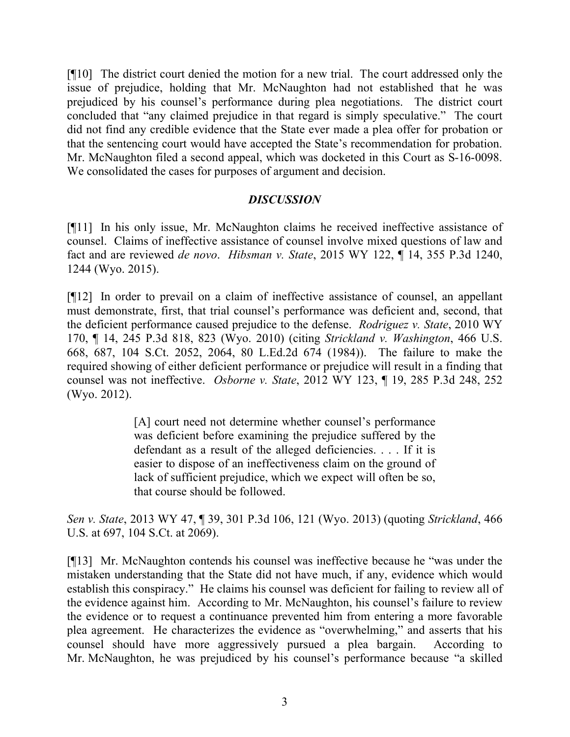[¶10] The district court denied the motion for a new trial. The court addressed only the issue of prejudice, holding that Mr. McNaughton had not established that he was prejudiced by his counsel's performance during plea negotiations. The district court concluded that "any claimed prejudice in that regard is simply speculative." The court did not find any credible evidence that the State ever made a plea offer for probation or that the sentencing court would have accepted the State's recommendation for probation. Mr. McNaughton filed a second appeal, which was docketed in this Court as S-16-0098. We consolidated the cases for purposes of argument and decision.

## *DISCUSSION*

[¶11] In his only issue, Mr. McNaughton claims he received ineffective assistance of counsel. Claims of ineffective assistance of counsel involve mixed questions of law and fact and are reviewed *de novo*. *Hibsman v. State*, 2015 WY 122, ¶ 14, 355 P.3d 1240, 1244 (Wyo. 2015).

[¶12] In order to prevail on a claim of ineffective assistance of counsel, an appellant must demonstrate, first, that trial counsel's performance was deficient and, second, that the deficient performance caused prejudice to the defense. *Rodriguez v. State*, 2010 WY 170, ¶ 14, 245 P.3d 818, 823 (Wyo. 2010) (citing *Strickland v. Washington*, 466 U.S. 668, 687, 104 S.Ct. 2052, 2064, 80 L.Ed.2d 674 (1984)). The failure to make the required showing of either deficient performance or prejudice will result in a finding that counsel was not ineffective. *Osborne v. State*, 2012 WY 123, ¶ 19, 285 P.3d 248, 252 (Wyo. 2012).

> [A] court need not determine whether counsel's performance was deficient before examining the prejudice suffered by the defendant as a result of the alleged deficiencies. . . . If it is easier to dispose of an ineffectiveness claim on the ground of lack of sufficient prejudice, which we expect will often be so, that course should be followed.

*Sen v. State*, 2013 WY 47, ¶ 39, 301 P.3d 106, 121 (Wyo. 2013) (quoting *Strickland*, 466 U.S. at 697, 104 S.Ct. at 2069).

[¶13] Mr. McNaughton contends his counsel was ineffective because he "was under the mistaken understanding that the State did not have much, if any, evidence which would establish this conspiracy." He claims his counsel was deficient for failing to review all of the evidence against him. According to Mr. McNaughton, his counsel's failure to review the evidence or to request a continuance prevented him from entering a more favorable plea agreement. He characterizes the evidence as "overwhelming," and asserts that his counsel should have more aggressively pursued a plea bargain. According to Mr. McNaughton, he was prejudiced by his counsel's performance because "a skilled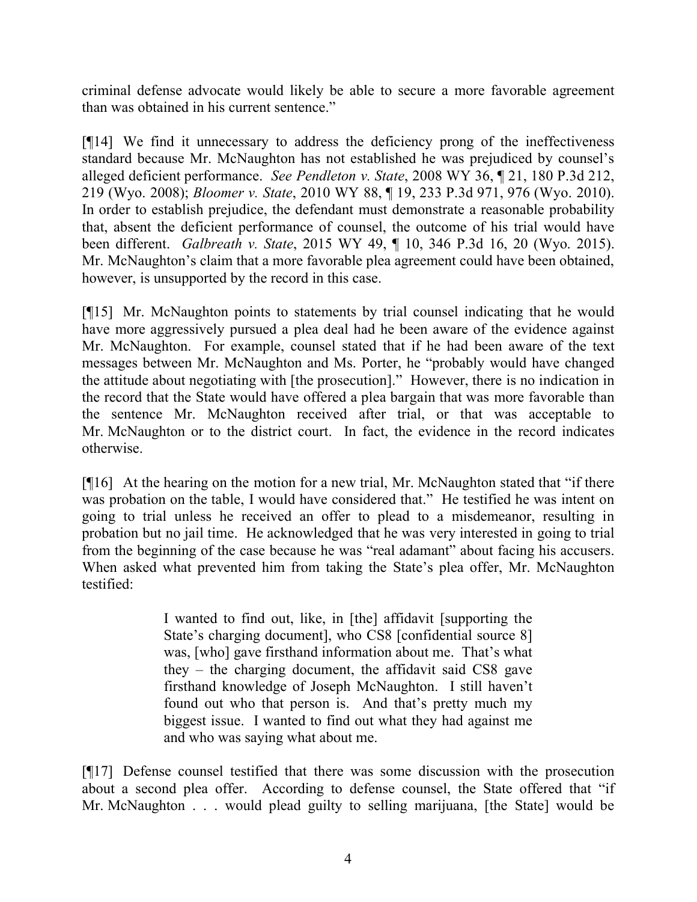criminal defense advocate would likely be able to secure a more favorable agreement than was obtained in his current sentence."

[¶14] We find it unnecessary to address the deficiency prong of the ineffectiveness standard because Mr. McNaughton has not established he was prejudiced by counsel's alleged deficient performance. *See Pendleton v. State*, 2008 WY 36, ¶ 21, 180 P.3d 212, 219 (Wyo. 2008); *Bloomer v. State*, 2010 WY 88, ¶ 19, 233 P.3d 971, 976 (Wyo. 2010). In order to establish prejudice, the defendant must demonstrate a reasonable probability that, absent the deficient performance of counsel, the outcome of his trial would have been different. *Galbreath v. State*, 2015 WY 49, ¶ 10, 346 P.3d 16, 20 (Wyo. 2015). Mr. McNaughton's claim that a more favorable plea agreement could have been obtained, however, is unsupported by the record in this case.

[¶15] Mr. McNaughton points to statements by trial counsel indicating that he would have more aggressively pursued a plea deal had he been aware of the evidence against Mr. McNaughton. For example, counsel stated that if he had been aware of the text messages between Mr. McNaughton and Ms. Porter, he "probably would have changed the attitude about negotiating with [the prosecution]." However, there is no indication in the record that the State would have offered a plea bargain that was more favorable than the sentence Mr. McNaughton received after trial, or that was acceptable to Mr. McNaughton or to the district court. In fact, the evidence in the record indicates otherwise.

[¶16] At the hearing on the motion for a new trial, Mr. McNaughton stated that "if there was probation on the table, I would have considered that." He testified he was intent on going to trial unless he received an offer to plead to a misdemeanor, resulting in probation but no jail time. He acknowledged that he was very interested in going to trial from the beginning of the case because he was "real adamant" about facing his accusers. When asked what prevented him from taking the State's plea offer, Mr. McNaughton testified:

> I wanted to find out, like, in [the] affidavit [supporting the State's charging document], who CS8 [confidential source 8] was, [who] gave firsthand information about me. That's what they – the charging document, the affidavit said CS8 gave firsthand knowledge of Joseph McNaughton. I still haven't found out who that person is. And that's pretty much my biggest issue. I wanted to find out what they had against me and who was saying what about me.

[¶17] Defense counsel testified that there was some discussion with the prosecution about a second plea offer. According to defense counsel, the State offered that "if Mr. McNaughton . . . would plead guilty to selling marijuana, [the State] would be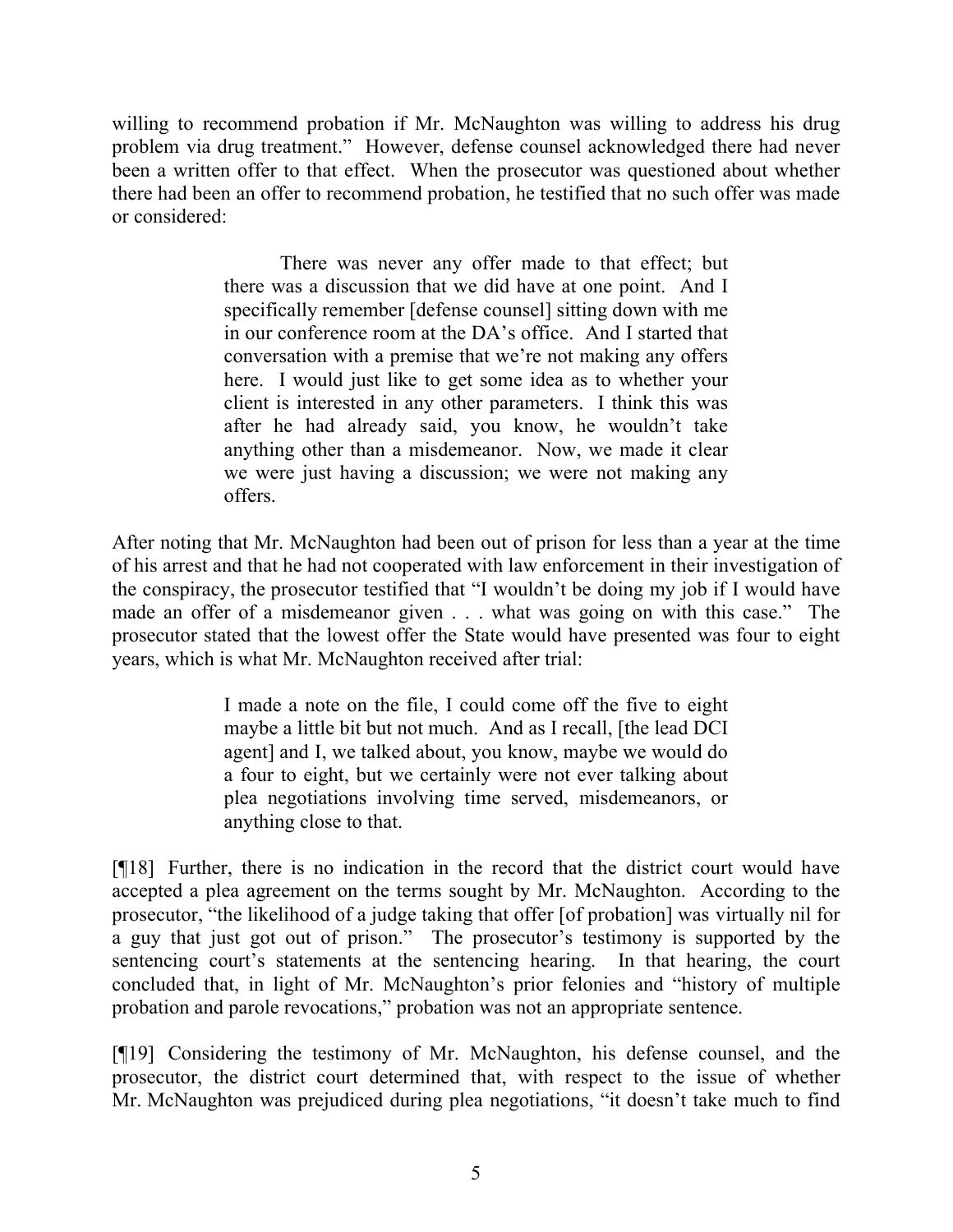willing to recommend probation if Mr. McNaughton was willing to address his drug problem via drug treatment." However, defense counsel acknowledged there had never been a written offer to that effect. When the prosecutor was questioned about whether there had been an offer to recommend probation, he testified that no such offer was made or considered:

> There was never any offer made to that effect; but there was a discussion that we did have at one point. And I specifically remember [defense counsel] sitting down with me in our conference room at the DA's office. And I started that conversation with a premise that we're not making any offers here. I would just like to get some idea as to whether your client is interested in any other parameters. I think this was after he had already said, you know, he wouldn't take anything other than a misdemeanor. Now, we made it clear we were just having a discussion; we were not making any offers.

After noting that Mr. McNaughton had been out of prison for less than a year at the time of his arrest and that he had not cooperated with law enforcement in their investigation of the conspiracy, the prosecutor testified that "I wouldn't be doing my job if I would have made an offer of a misdemeanor given . . . what was going on with this case." The prosecutor stated that the lowest offer the State would have presented was four to eight years, which is what Mr. McNaughton received after trial:

> I made a note on the file, I could come off the five to eight maybe a little bit but not much. And as I recall, [the lead DCI agent] and I, we talked about, you know, maybe we would do a four to eight, but we certainly were not ever talking about plea negotiations involving time served, misdemeanors, or anything close to that.

[¶18] Further, there is no indication in the record that the district court would have accepted a plea agreement on the terms sought by Mr. McNaughton. According to the prosecutor, "the likelihood of a judge taking that offer [of probation] was virtually nil for a guy that just got out of prison." The prosecutor's testimony is supported by the sentencing court's statements at the sentencing hearing. In that hearing, the court concluded that, in light of Mr. McNaughton's prior felonies and "history of multiple probation and parole revocations," probation was not an appropriate sentence.

[¶19] Considering the testimony of Mr. McNaughton, his defense counsel, and the prosecutor, the district court determined that, with respect to the issue of whether Mr. McNaughton was prejudiced during plea negotiations, "it doesn't take much to find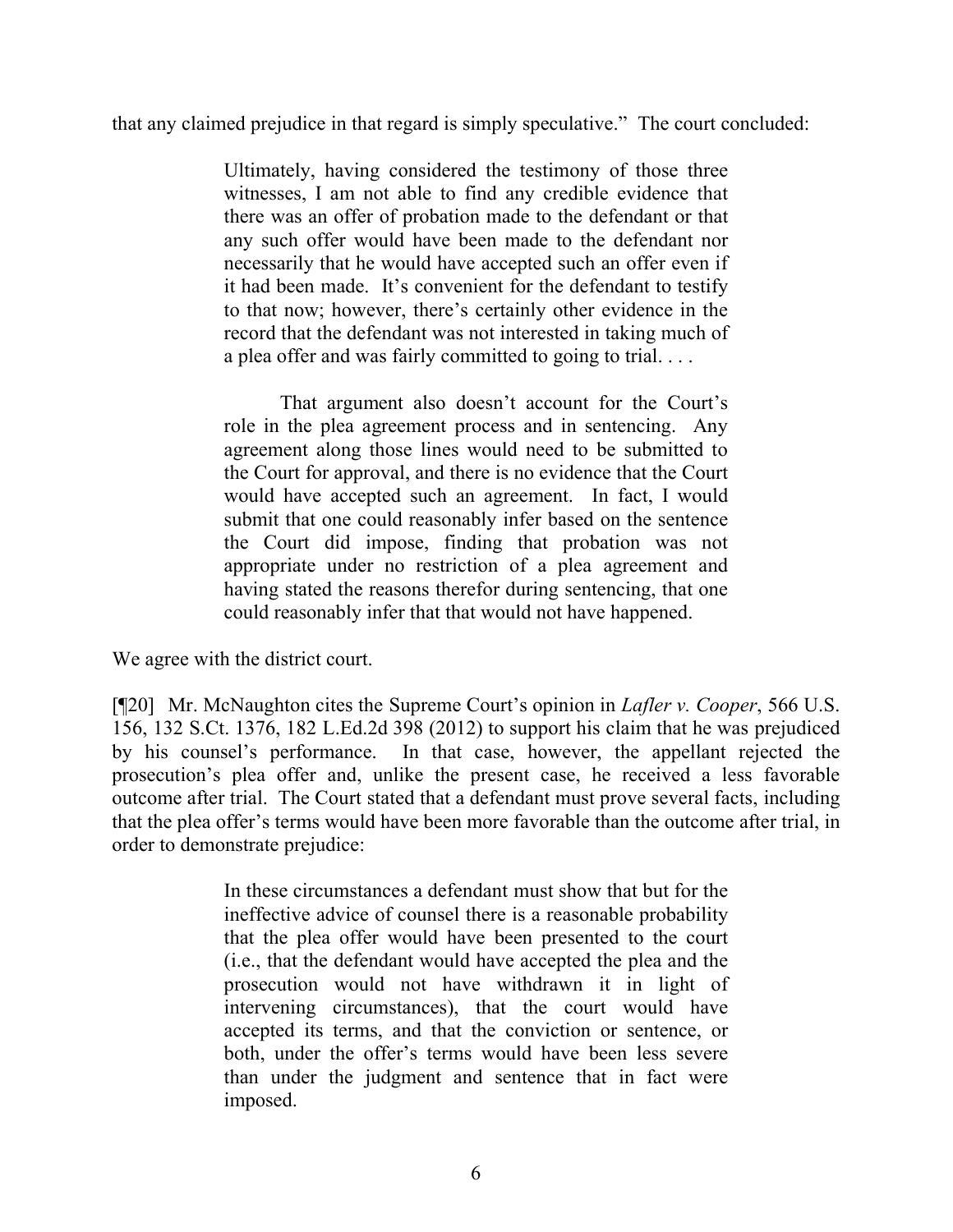that any claimed prejudice in that regard is simply speculative." The court concluded:

> Ultimately, having considered the testimony of those three witnesses, I am not able to find any credible evidence that there was an offer of probation made to the defendant or that any such offer would have been made to the defendant nor necessarily that he would have accepted such an offer even if it had been made. It's convenient for the defendant to testify to that now; however, there's certainly other evidence in the record that the defendant was not interested in taking much of a plea offer and was fairly committed to going to trial. . . .
>
> That argument also doesn't account for the Court's role in the plea agreement process and in sentencing. Any agreement along those lines would need to be submitted to the Court for approval, and there is no evidence that the Court would have accepted such an agreement. In fact, I would submit that one could reasonably infer based on the sentence the Court did impose, finding that probation was not appropriate under no restriction of a plea agreement and having stated the reasons therefor during sentencing, that one could reasonably infer that that would not have happened.

We agree with the district court.

[¶20] Mr. McNaughton cites the Supreme Court's opinion in *Lafler v. Cooper*, 566 U.S. 156, 132 S.Ct. 1376, 182 L.Ed.2d 398 (2012) to support his claim that he was prejudiced by his counsel's performance. In that case, however, the appellant rejected the prosecution's plea offer and, unlike the present case, he received a less favorable outcome after trial. The Court stated that a defendant must prove several facts, including that the plea offer's terms would have been more favorable than the outcome after trial, in order to demonstrate prejudice:

> In these circumstances a defendant must show that but for the ineffective advice of counsel there is a reasonable probability that the plea offer would have been presented to the court (i.e., that the defendant would have accepted the plea and the prosecution would not have withdrawn it in light of intervening circumstances), that the court would have accepted its terms, and that the conviction or sentence, or both, under the offer's terms would have been less severe than under the judgment and sentence that in fact were imposed.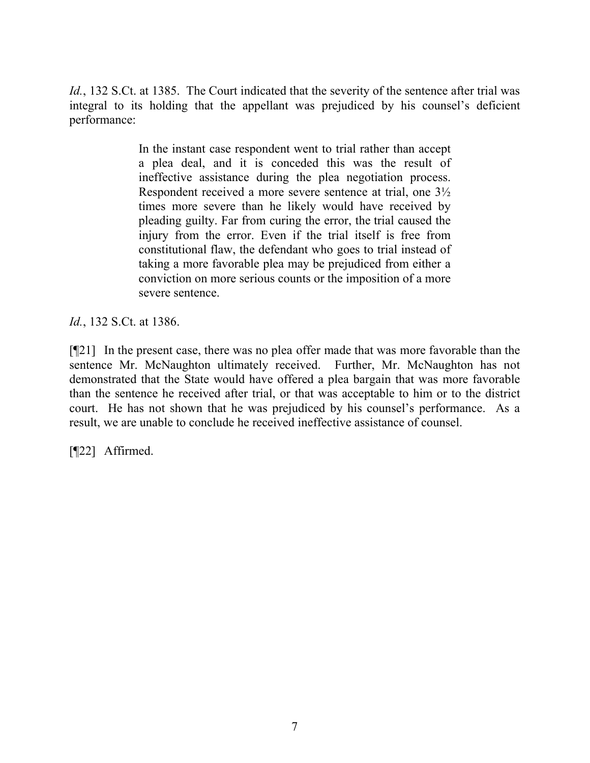*Id.*, 132 S.Ct. at 1385. The Court indicated that the severity of the sentence after trial was integral to its holding that the appellant was prejudiced by his counsel's deficient performance:

> In the instant case respondent went to trial rather than accept a plea deal, and it is conceded this was the result of ineffective assistance during the plea negotiation process. Respondent received a more severe sentence at trial, one 3½ times more severe than he likely would have received by pleading guilty. Far from curing the error, the trial caused the injury from the error. Even if the trial itself is free from constitutional flaw, the defendant who goes to trial instead of taking a more favorable plea may be prejudiced from either a conviction on more serious counts or the imposition of a more severe sentence.

*Id.*, 132 S.Ct. at 1386.

[¶21] In the present case, there was no plea offer made that was more favorable than the sentence Mr. McNaughton ultimately received. Further, Mr. McNaughton has not demonstrated that the State would have offered a plea bargain that was more favorable than the sentence he received after trial, or that was acceptable to him or to the district court. He has not shown that he was prejudiced by his counsel's performance. As a result, we are unable to conclude he received ineffective assistance of counsel.

[¶22] Affirmed.